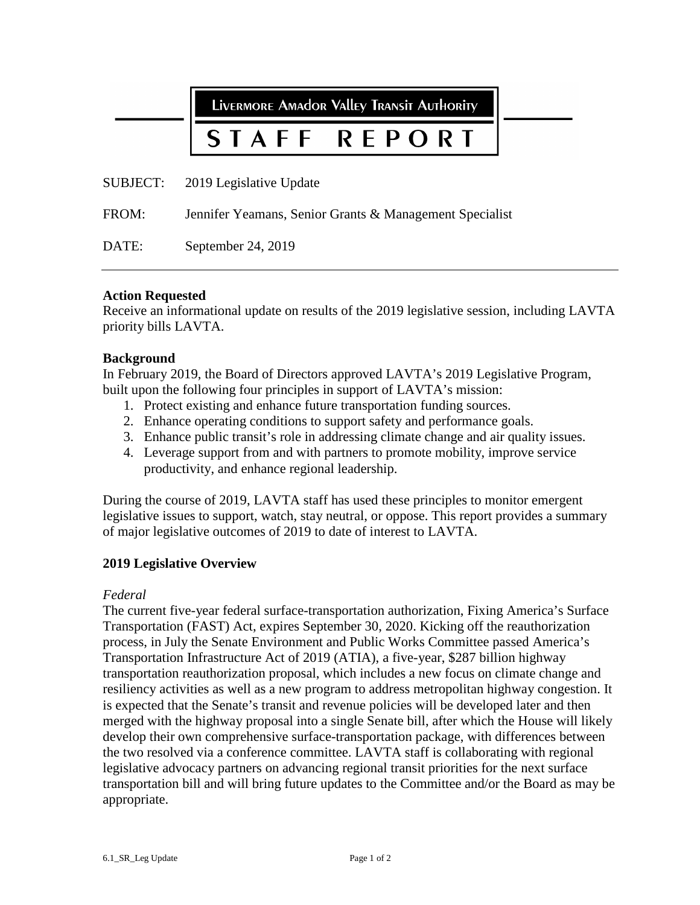# LIVERMORE AMADOR VALLEY TRANSIT AUTHORITY

# STAFF REPORT

SUBJECT: 2019 Legislative Update

FROM: Jennifer Yeamans, Senior Grants & Management Specialist

DATE: September 24, 2019

---

**Action Requested**
Receive an informational update on results of the 2019 legislative session, including LAVTA priority bills LAVTA.

**Background**
In February 2019, the Board of Directors approved LAVTA's 2019 Legislative Program, built upon the following four principles in support of LAVTA's mission:

1. Protect existing and enhance future transportation funding sources.
2. Enhance operating conditions to support safety and performance goals.
3. Enhance public transit's role in addressing climate change and air quality issues.
4. Leverage support from and with partners to promote mobility, improve service productivity, and enhance regional leadership.

During the course of 2019, LAVTA staff has used these principles to monitor emergent legislative issues to support, watch, stay neutral, or oppose. This report provides a summary of major legislative outcomes of 2019 to date of interest to LAVTA.

**2019 Legislative Overview**

*Federal*
The current five-year federal surface-transportation authorization, Fixing America's Surface Transportation (FAST) Act, expires September 30, 2020. Kicking off the reauthorization process, in July the Senate Environment and Public Works Committee passed America's Transportation Infrastructure Act of 2019 (ATIA), a five-year, $287 billion highway transportation reauthorization proposal, which includes a new focus on climate change and resiliency activities as well as a new program to address metropolitan highway congestion. It is expected that the Senate's transit and revenue policies will be developed later and then merged with the highway proposal into a single Senate bill, after which the House will likely develop their own comprehensive surface-transportation package, with differences between the two resolved via a conference committee. LAVTA staff is collaborating with regional legislative advocacy partners on advancing regional transit priorities for the next surface transportation bill and will bring future updates to the Committee and/or the Board as may be appropriate.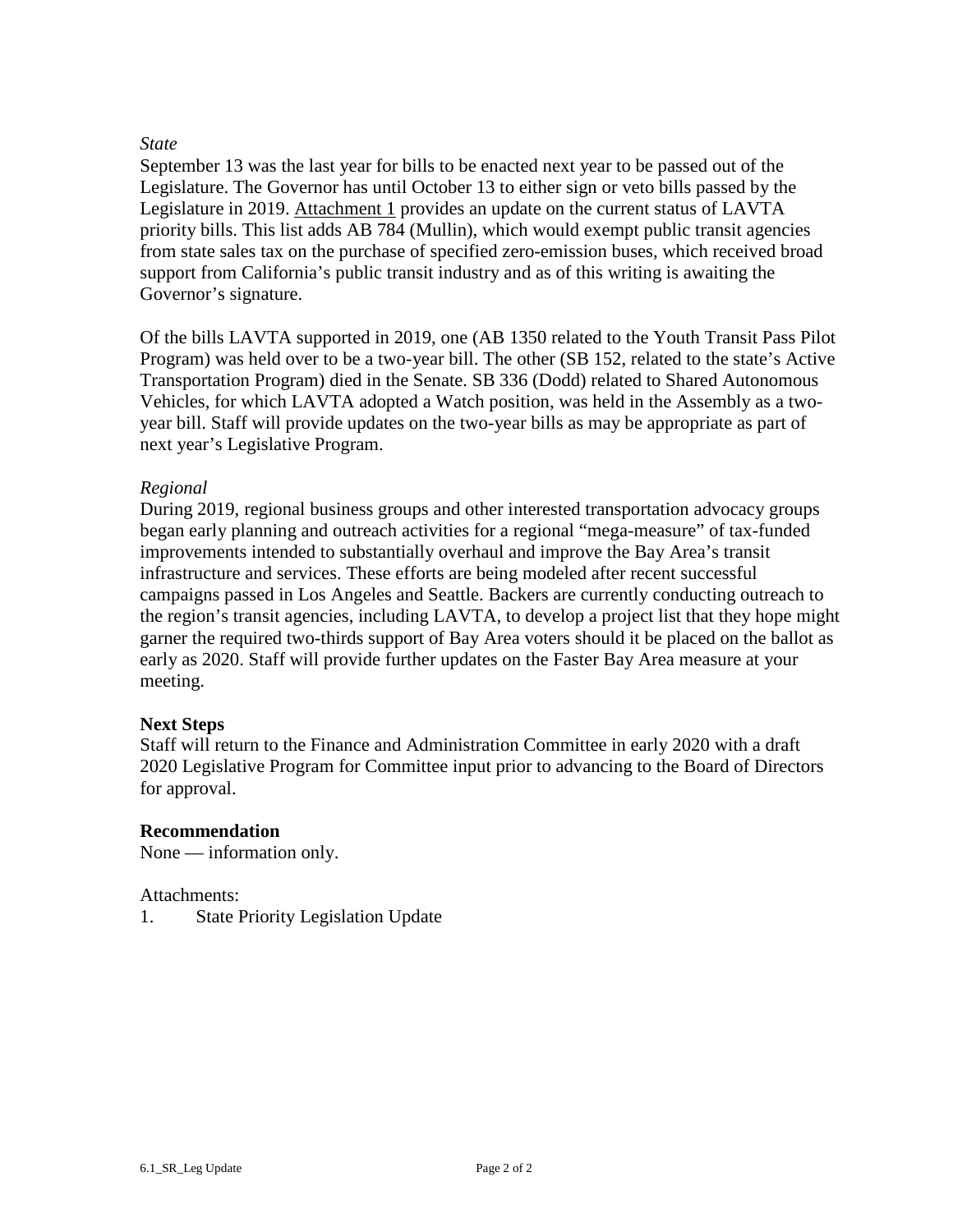*State*

September 13 was the last year for bills to be enacted next year to be passed out of the Legislature. The Governor has until October 13 to either sign or veto bills passed by the Legislature in 2019. Attachment 1 provides an update on the current status of LAVTA priority bills. This list adds AB 784 (Mullin), which would exempt public transit agencies from state sales tax on the purchase of specified zero-emission buses, which received broad support from California's public transit industry and as of this writing is awaiting the Governor's signature.

Of the bills LAVTA supported in 2019, one (AB 1350 related to the Youth Transit Pass Pilot Program) was held over to be a two-year bill. The other (SB 152, related to the state's Active Transportation Program) died in the Senate. SB 336 (Dodd) related to Shared Autonomous Vehicles, for which LAVTA adopted a Watch position, was held in the Assembly as a two-year bill. Staff will provide updates on the two-year bills as may be appropriate as part of next year's Legislative Program.

*Regional*

During 2019, regional business groups and other interested transportation advocacy groups began early planning and outreach activities for a regional "mega-measure" of tax-funded improvements intended to substantially overhaul and improve the Bay Area's transit infrastructure and services. These efforts are being modeled after recent successful campaigns passed in Los Angeles and Seattle. Backers are currently conducting outreach to the region's transit agencies, including LAVTA, to develop a project list that they hope might garner the required two-thirds support of Bay Area voters should it be placed on the ballot as early as 2020. Staff will provide further updates on the Faster Bay Area measure at your meeting.

**Next Steps**

Staff will return to the Finance and Administration Committee in early 2020 with a draft 2020 Legislative Program for Committee input prior to advancing to the Board of Directors for approval.

**Recommendation**

None — information only.

Attachments:

1. State Priority Legislation Update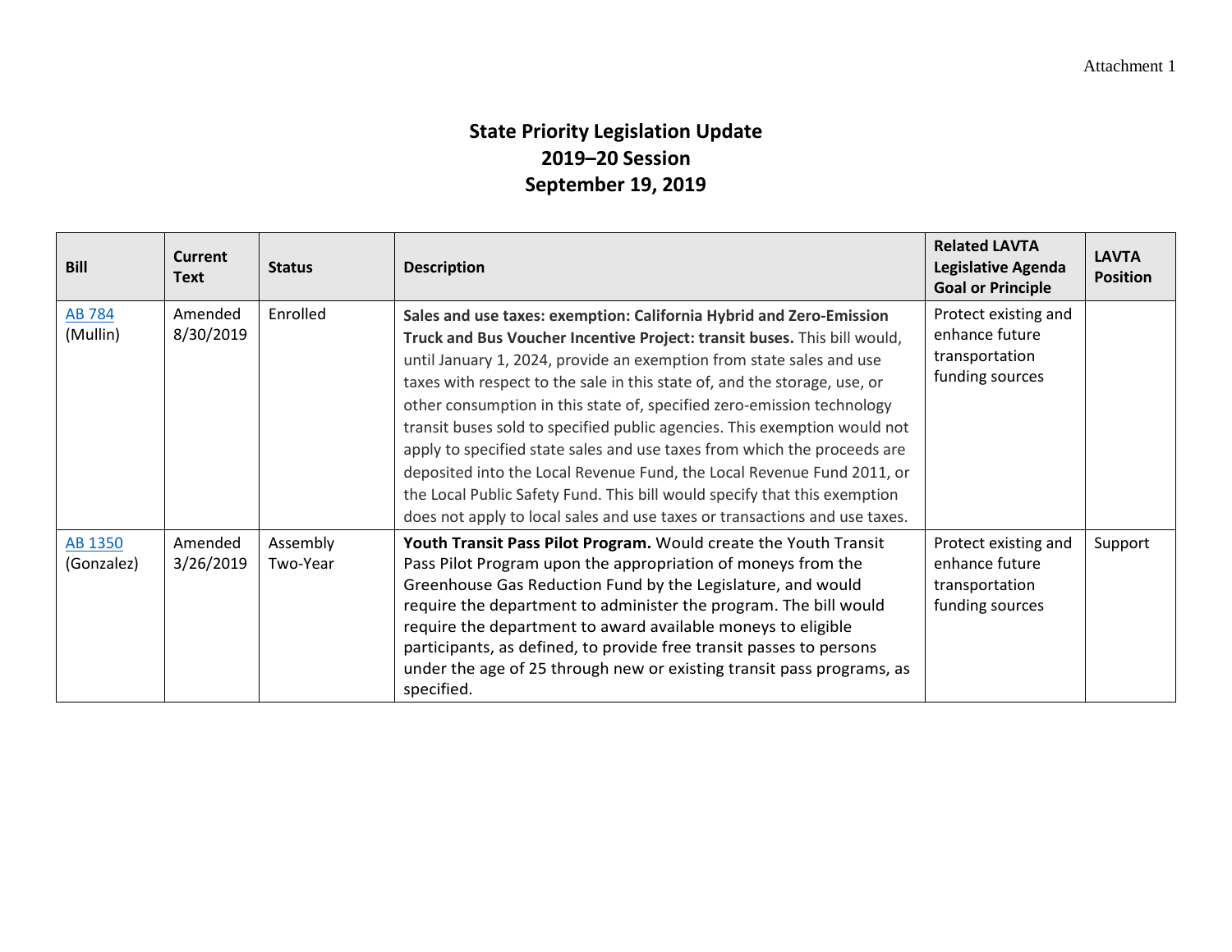Attachment 1

# State Priority Legislation Update
## 2019–20 Session
## September 19, 2019

| Bill | Current Text | Status | Description | Related LAVTA Legislative Agenda Goal or Principle | LAVTA Position |
|---|---|---|---|---|---|
| AB 784 (Mullin) | Amended 8/30/2019 | Enrolled | **Sales and use taxes: exemption: California Hybrid and Zero-Emission Truck and Bus Voucher Incentive Project: transit buses.** This bill would, until January 1, 2024, provide an exemption from state sales and use taxes with respect to the sale in this state of, and the storage, use, or other consumption in this state of, specified zero-emission technology transit buses sold to specified public agencies. This exemption would not apply to specified state sales and use taxes from which the proceeds are deposited into the Local Revenue Fund, the Local Revenue Fund 2011, or the Local Public Safety Fund. This bill would specify that this exemption does not apply to local sales and use taxes or transactions and use taxes. | Protect existing and enhance future transportation funding sources | |
| AB 1350 (Gonzalez) | Amended 3/26/2019 | Assembly Two-Year | **Youth Transit Pass Pilot Program.** Would create the Youth Transit Pass Pilot Program upon the appropriation of moneys from the Greenhouse Gas Reduction Fund by the Legislature, and would require the department to administer the program. The bill would require the department to award available moneys to eligible participants, as defined, to provide free transit passes to persons under the age of 25 through new or existing transit pass programs, as specified. | Protect existing and enhance future transportation funding sources | Support |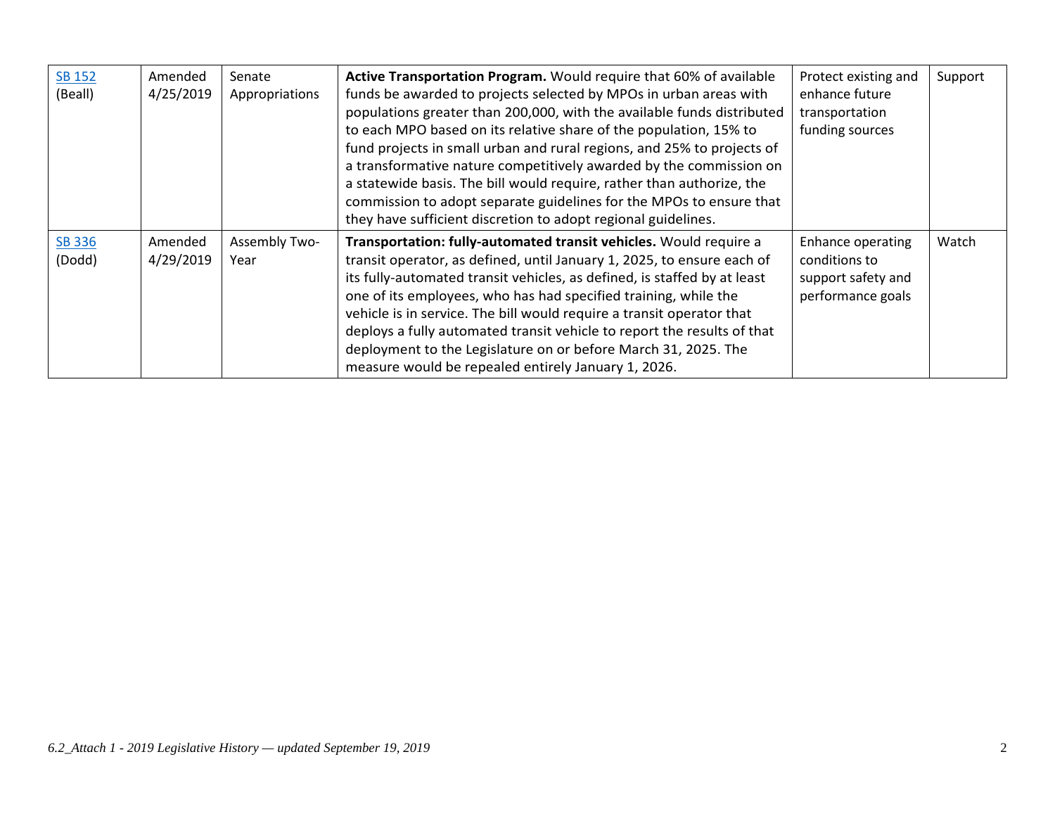| | | | | | |
|---|---|---|---|---|---|
| SB 152 (Beall) | Amended 4/25/2019 | Senate Appropriations | **Active Transportation Program.** Would require that 60% of available funds be awarded to projects selected by MPOs in urban areas with populations greater than 200,000, with the available funds distributed to each MPO based on its relative share of the population, 15% to fund projects in small urban and rural regions, and 25% to projects of a transformative nature competitively awarded by the commission on a statewide basis. The bill would require, rather than authorize, the commission to adopt separate guidelines for the MPOs to ensure that they have sufficient discretion to adopt regional guidelines. | Protect existing and enhance future transportation funding sources | Support |
| SB 336 (Dodd) | Amended 4/29/2019 | Assembly Two-Year | **Transportation: fully-automated transit vehicles.** Would require a transit operator, as defined, until January 1, 2025, to ensure each of its fully-automated transit vehicles, as defined, is staffed by at least one of its employees, who has had specified training, while the vehicle is in service. The bill would require a transit operator that deploys a fully automated transit vehicle to report the results of that deployment to the Legislature on or before March 31, 2025. The measure would be repealed entirely January 1, 2026. | Enhance operating conditions to support safety and performance goals | Watch |